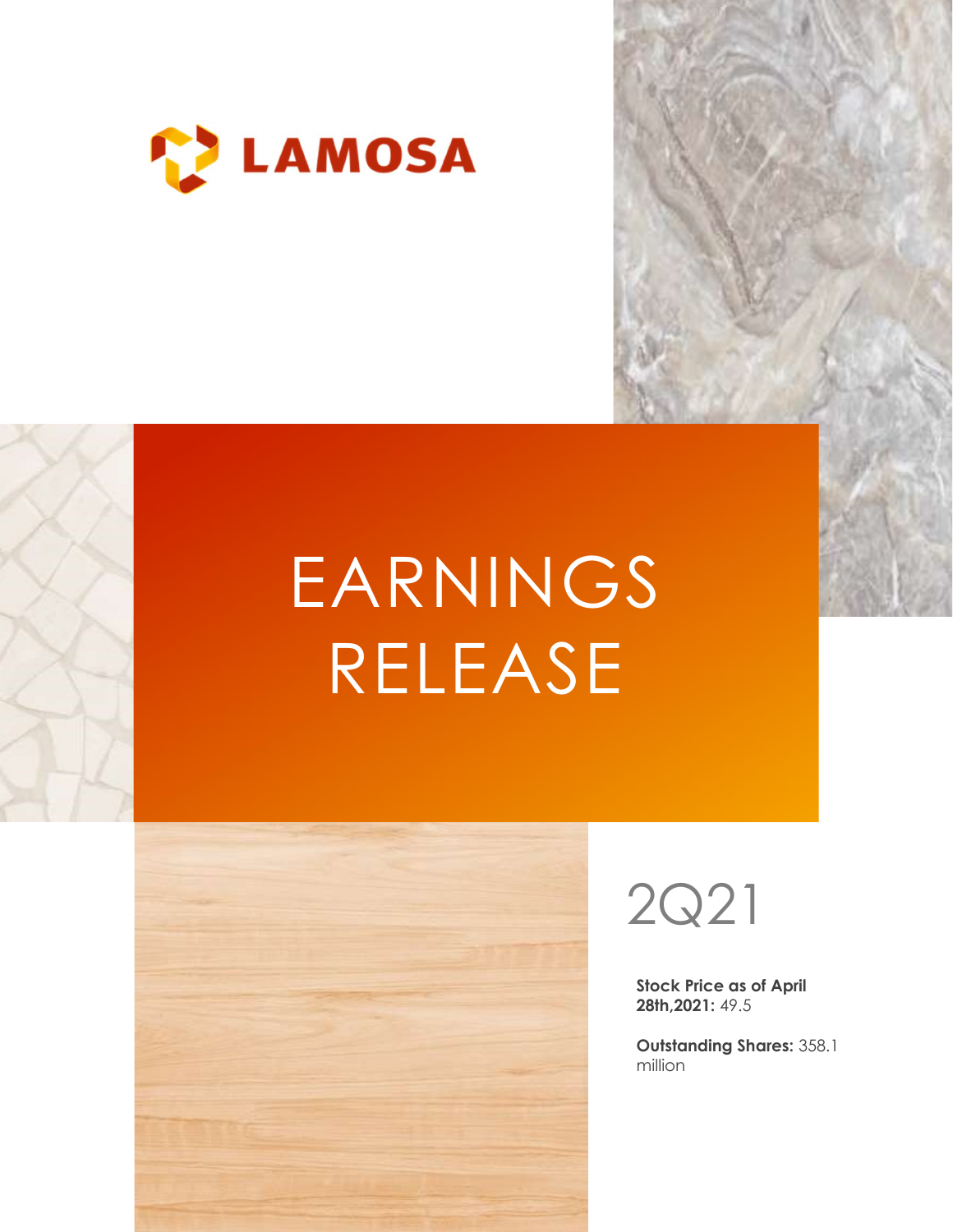LAMOSA

# EARNINGS RELEASE

## 2Q21

**Stock Price as of April 28th,2021:** 49.5

**Outstanding Shares:** 358.1 million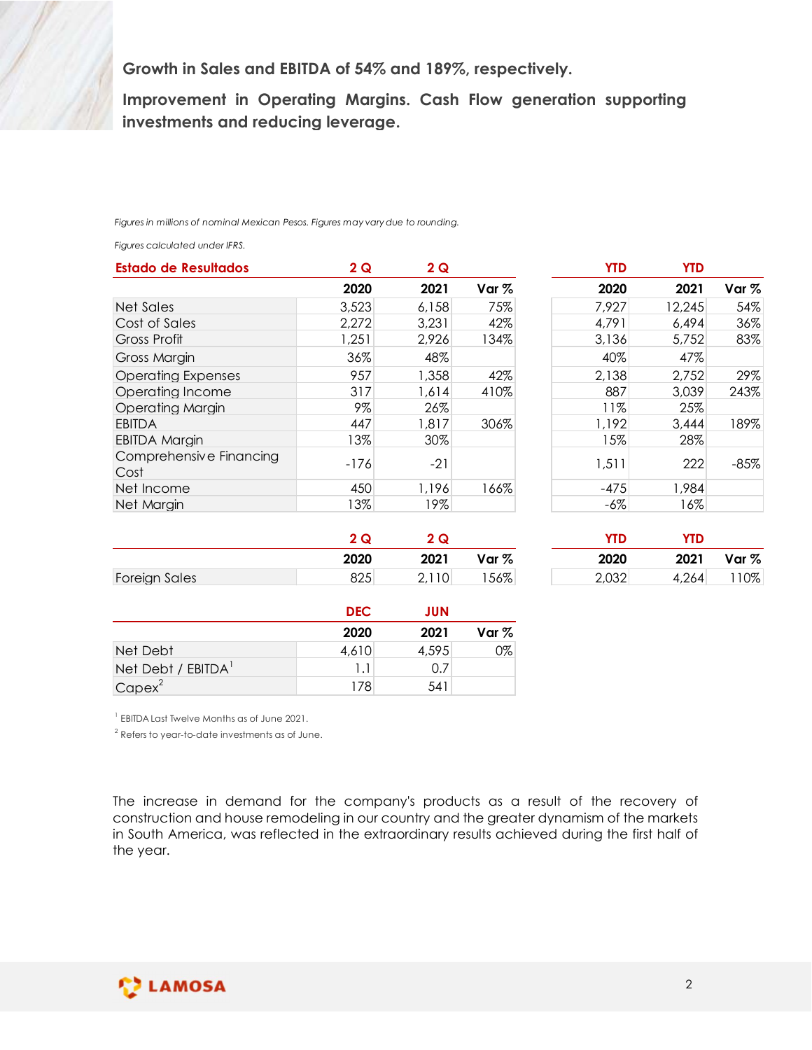**Growth in Sales and EBITDA of 54% and 189%, respectively.**

**Improvement in Operating Margins. Cash Flow generation supporting investments and reducing leverage.**

*Figures in millions of nominal Mexican Pesos. Figures may vary due to rounding.*

*Figures calculated under IFRS.*

| Estado de Resultados | 2 Q | 2 Q | | YTD | YTD | |
|---|---|---|---|---|---|---|
| | 2020 | 2021 | Var % | 2020 | 2021 | Var % |
| Net Sales | 3,523 | 6,158 | 75% | 7,927 | 12,245 | 54% |
| Cost of Sales | 2,272 | 3,231 | 42% | 4,791 | 6,494 | 36% |
| Gross Profit | 1,251 | 2,926 | 134% | 3,136 | 5,752 | 83% |
| Gross Margin | 36% | 48% | | 40% | 47% | |
| Operating Expenses | 957 | 1,358 | 42% | 2,138 | 2,752 | 29% |
| Operating Income | 317 | 1,614 | 410% | 887 | 3,039 | 243% |
| Operating Margin | 9% | 26% | | 11% | 25% | |
| EBITDA | 447 | 1,817 | 306% | 1,192 | 3,444 | 189% |
| EBITDA Margin | 13% | 30% | | 15% | 28% | |
| Comprehensive Financing Cost | -176 | -21 | | 1,511 | 222 | -85% |
| Net Income | 450 | 1,196 | 166% | -475 | 1,984 | |
| Net Margin | 13% | 19% | | -6% | 16% | |

| | 2 Q | 2 Q | | YTD | YTD | |
|---|---|---|---|---|---|---|
| | 2020 | 2021 | Var % | 2020 | 2021 | Var % |
| Foreign Sales | 825 | 2,110 | 156% | 2,032 | 4,264 | 110% |

| | DEC | JUN | |
|---|---|---|---|
| | 2020 | 2021 | Var % |
| Net Debt | 4,610 | 4,595 | 0% |
| Net Debt / EBITDA[1] | 1.1 | 0.7 | |
| Capex[2] | 178 | 541 | |

[1] EBITDA Last Twelve Months as of June 2021.

[2] Refers to year-to-date investments as of June.

The increase in demand for the company's products as a result of the recovery of construction and house remodeling in our country and the greater dynamism of the markets in South America, was reflected in the extraordinary results achieved during the first half of the year.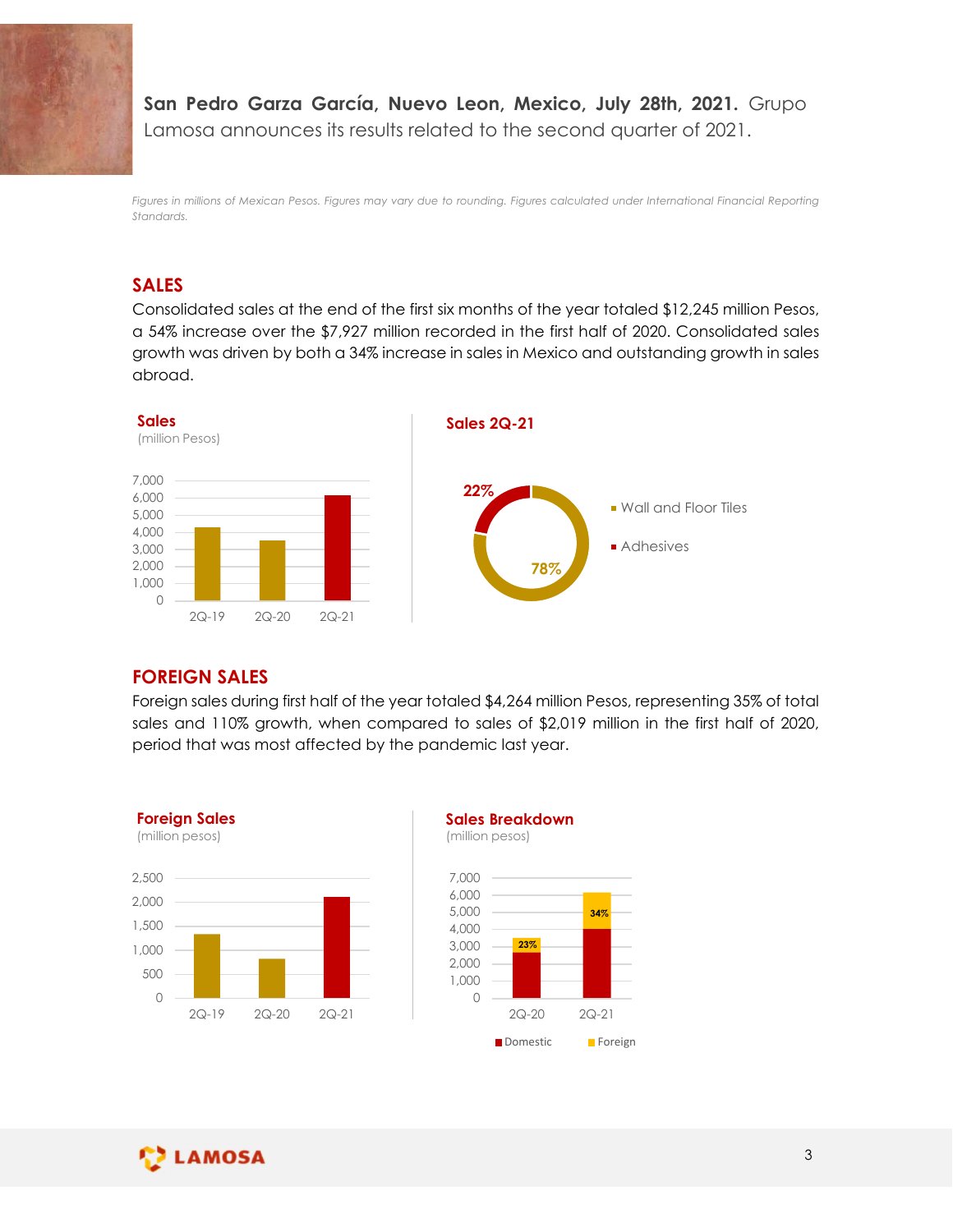**San Pedro Garza García, Nuevo Leon, Mexico, July 28th, 2021.** Grupo Lamosa announces its results related to the second quarter of 2021.

*Figures in millions of Mexican Pesos. Figures may vary due to rounding. Figures calculated under International Financial Reporting Standards.*

## SALES

Consolidated sales at the end of the first six months of the year totaled $12,245 million Pesos, a 54% increase over the $7,927 million recorded in the first half of 2020. Consolidated sales growth was driven by both a 34% increase in sales in Mexico and outstanding growth in sales abroad.

**Sales**
(million Pesos)

**Sales 2Q-21**

- Wall and Floor Tiles: 78%
- Adhesives: 22%

## FOREIGN SALES

Foreign sales during first half of the year totaled $4,264 million Pesos, representing 35% of total sales and 110% growth, when compared to sales of $2,019 million in the first half of 2020, period that was most affected by the pandemic last year.

**Foreign Sales**
(million pesos)

**Sales Breakdown**
(million pesos)

| | Foreign share |
|---|---|
| 2Q-20 | 23% |
| 2Q-21 | 34% |

Domestic / Foreign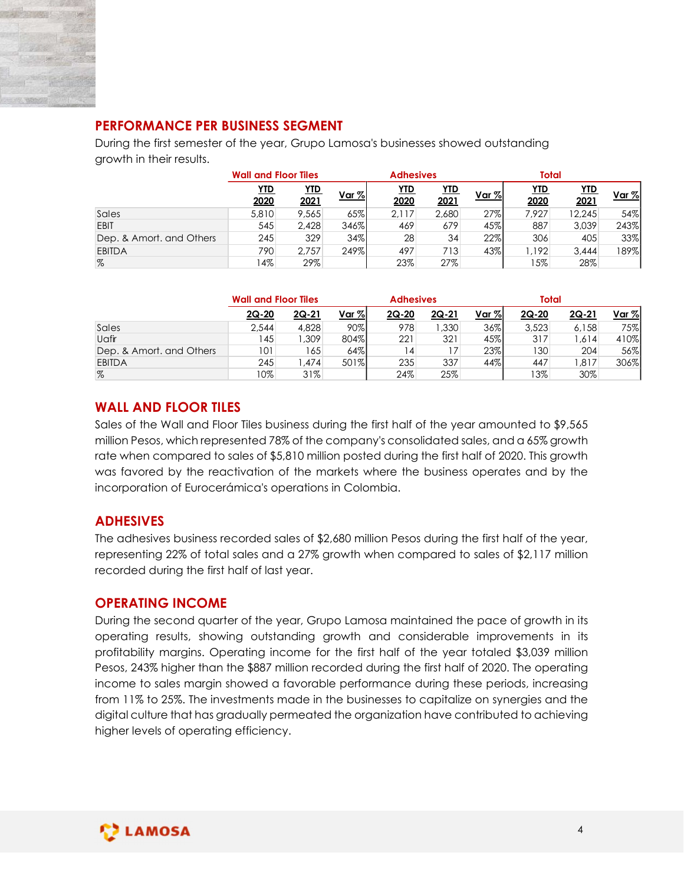## PERFORMANCE PER BUSINESS SEGMENT

During the first semester of the year, Grupo Lamosa's businesses showed outstanding growth in their results.

| | Wall and Floor Tiles | | | Adhesives | | | Total | | |
|---|---|---|---|---|---|---|---|---|---|
| | YTD 2020 | YTD 2021 | Var % | YTD 2020 | YTD 2021 | Var % | YTD 2020 | YTD 2021 | Var % |
| Sales | 5,810 | 9,565 | 65% | 2,117 | 2,680 | 27% | 7,927 | 12,245 | 54% |
| EBIT | 545 | 2,428 | 346% | 469 | 679 | 45% | 887 | 3,039 | 243% |
| Dep. & Amort. and Others | 245 | 329 | 34% | 28 | 34 | 22% | 306 | 405 | 33% |
| EBITDA | 790 | 2,757 | 249% | 497 | 713 | 43% | 1,192 | 3,444 | 189% |
| % | 14% | 29% | | 23% | 27% | | 15% | 28% | |

| | Wall and Floor Tiles | | | Adhesives | | | Total | | |
|---|---|---|---|---|---|---|---|---|---|
| | 2Q-20 | 2Q-21 | Var % | 2Q-20 | 2Q-21 | Var % | 2Q-20 | 2Q-21 | Var % |
| Sales | 2,544 | 4,828 | 90% | 978 | 1,330 | 36% | 3,523 | 6,158 | 75% |
| Uafir | 145 | 1,309 | 804% | 221 | 321 | 45% | 317 | 1,614 | 410% |
| Dep. & Amort. and Others | 101 | 165 | 64% | 14 | 17 | 23% | 130 | 204 | 56% |
| EBITDA | 245 | 1,474 | 501% | 235 | 337 | 44% | 447 | 1,817 | 306% |
| % | 10% | 31% | | 24% | 25% | | 13% | 30% | |

## WALL AND FLOOR TILES

Sales of the Wall and Floor Tiles business during the first half of the year amounted to $9,565 million Pesos, which represented 78% of the company's consolidated sales, and a 65% growth rate when compared to sales of $5,810 million posted during the first half of 2020. This growth was favored by the reactivation of the markets where the business operates and by the incorporation of Eurocerámica's operations in Colombia.

## ADHESIVES

The adhesives business recorded sales of $2,680 million Pesos during the first half of the year, representing 22% of total sales and a 27% growth when compared to sales of $2,117 million recorded during the first half of last year.

## OPERATING INCOME

During the second quarter of the year, Grupo Lamosa maintained the pace of growth in its operating results, showing outstanding growth and considerable improvements in its profitability margins. Operating income for the first half of the year totaled $3,039 million Pesos, 243% higher than the $887 million recorded during the first half of 2020. The operating income to sales margin showed a favorable performance during these periods, increasing from 11% to 25%. The investments made in the businesses to capitalize on synergies and the digital culture that has gradually permeated the organization have contributed to achieving higher levels of operating efficiency.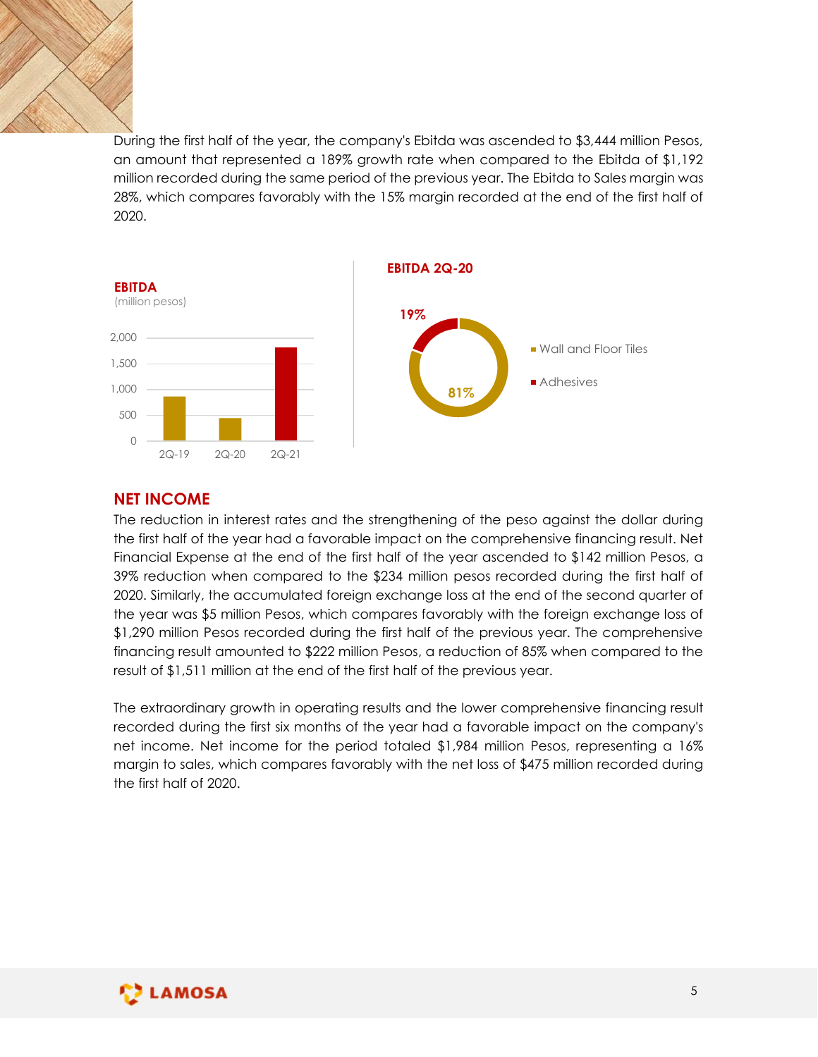During the first half of the year, the company's Ebitda was ascended to $3,444 million Pesos, an amount that represented a 189% growth rate when compared to the Ebitda of $1,192 million recorded during the same period of the previous year. The Ebitda to Sales margin was 28%, which compares favorably with the 15% margin recorded at the end of the first half of 2020.

**EBITDA**
(million pesos)

**EBITDA 2Q-20**

- Wall and Floor Tiles: 81%
- Adhesives: 19%

## NET INCOME

The reduction in interest rates and the strengthening of the peso against the dollar during the first half of the year had a favorable impact on the comprehensive financing result. Net Financial Expense at the end of the first half of the year ascended to $142 million Pesos, a 39% reduction when compared to the $234 million pesos recorded during the first half of 2020. Similarly, the accumulated foreign exchange loss at the end of the second quarter of the year was $5 million Pesos, which compares favorably with the foreign exchange loss of $1,290 million Pesos recorded during the first half of the previous year. The comprehensive financing result amounted to $222 million Pesos, a reduction of 85% when compared to the result of $1,511 million at the end of the first half of the previous year.

The extraordinary growth in operating results and the lower comprehensive financing result recorded during the first six months of the year had a favorable impact on the company's net income. Net income for the period totaled $1,984 million Pesos, representing a 16% margin to sales, which compares favorably with the net loss of $475 million recorded during the first half of 2020.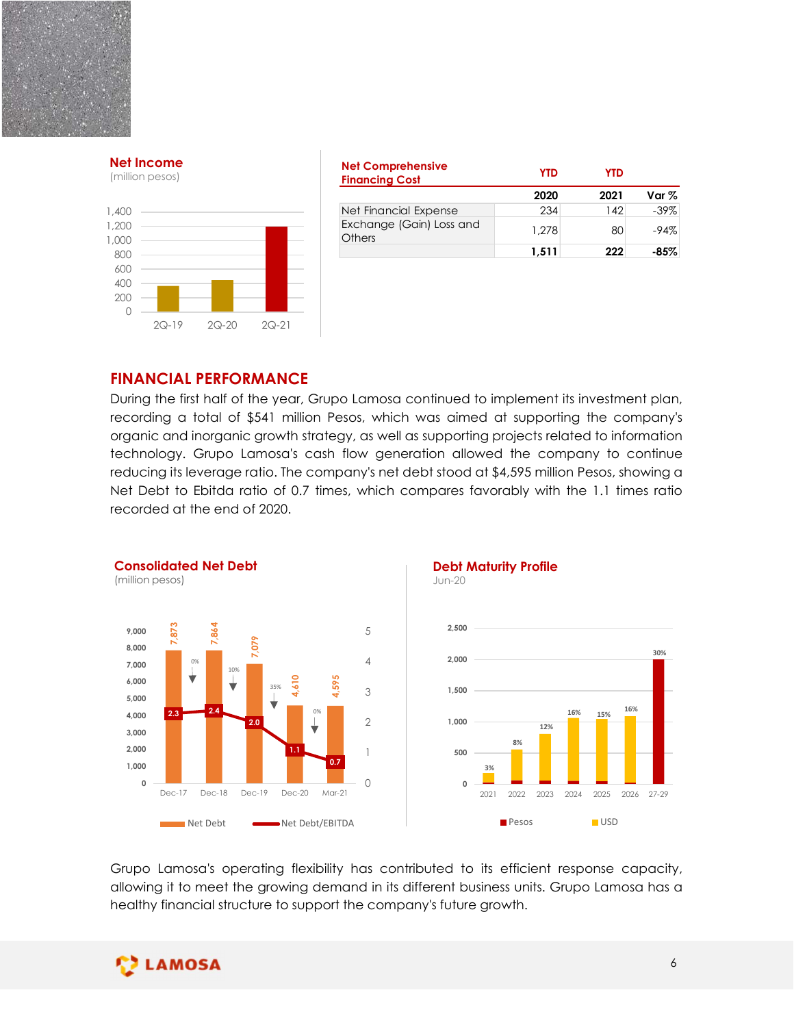**Net Income**
(million pesos)

| Net Comprehensive Financing Cost | YTD 2020 | YTD 2021 | Var % |
|---|---|---|---|
| Net Financial Expense | 234 | 142 | -39% |
| Exchange (Gain) Loss and Others | 1,278 | 80 | -94% |
| | **1,511** | **222** | **-85%** |

## FINANCIAL PERFORMANCE

During the first half of the year, Grupo Lamosa continued to implement its investment plan, recording a total of $541 million Pesos, which was aimed at supporting the company's organic and inorganic growth strategy, as well as supporting projects related to information technology. Grupo Lamosa's cash flow generation allowed the company to continue reducing its leverage ratio. The company's net debt stood at $4,595 million Pesos, showing a Net Debt to Ebitda ratio of 0.7 times, which compares favorably with the 1.1 times ratio recorded at the end of 2020.

**Consolidated Net Debt**
(million pesos)

**Debt Maturity Profile**
Jun-20

Grupo Lamosa's operating flexibility has contributed to its efficient response capacity, allowing it to meet the growing demand in its different business units. Grupo Lamosa has a healthy financial structure to support the company's future growth.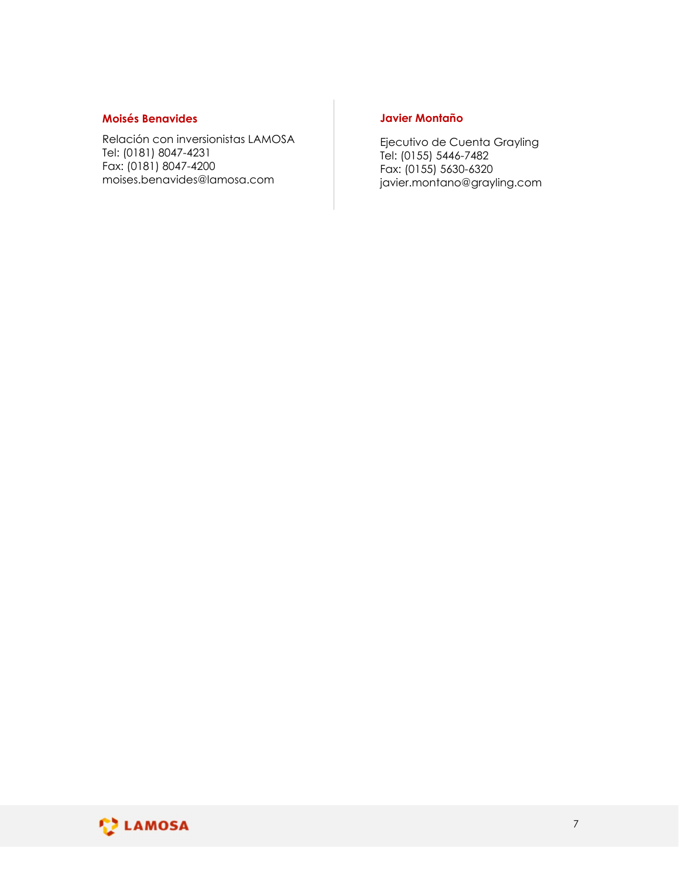**Moisés Benavides**

Relación con inversionistas LAMOSA
Tel: (0181) 8047-4231
Fax: (0181) 8047-4200
moises.benavides@lamosa.com

**Javier Montaño**

Ejecutivo de Cuenta Grayling
Tel: (0155) 5446-7482
Fax: (0155) 5630-6320
javier.montano@grayling.com